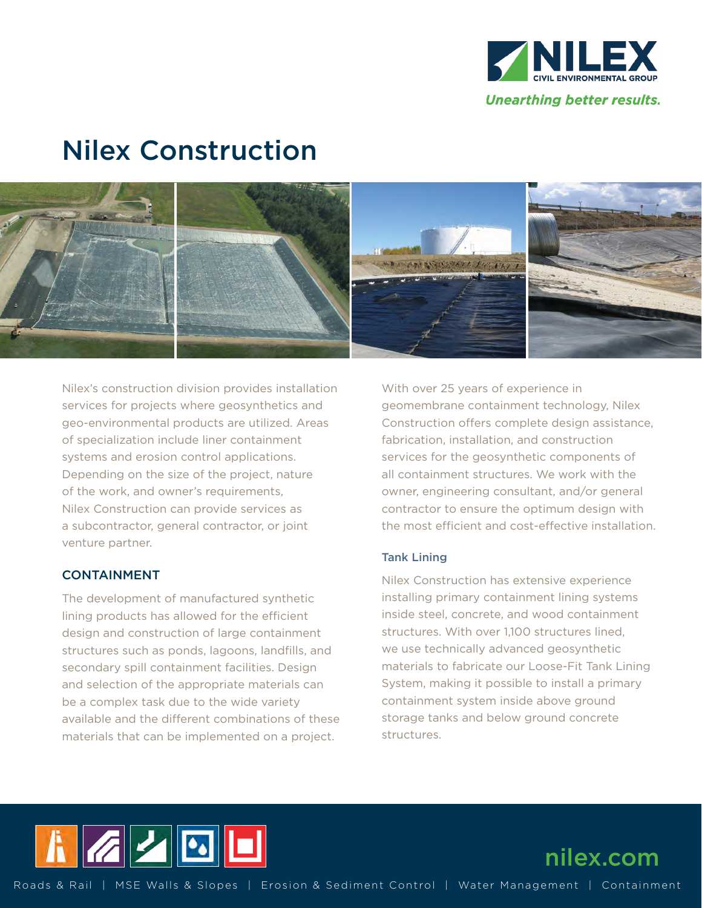# Nilex Construction

Nilex's construction division provides installation services for projects where geosynthetics and geo-environmental products are utilized. Areas of specialization include liner containment systems and erosion control applications. Depending on the size of the project, nature of the work, and owner's requirements, Nilex Construction can provide services as a subcontractor, general contractor, or joint venture partner.

## CONTAINMENT

The development of manufactured synthetic lining products has allowed for the efficient design and construction of large containment structures such as ponds, lagoons, landfills, and secondary spill containment facilities. Design and selection of the appropriate materials can be a complex task due to the wide variety available and the different combinations of these materials that can be implemented on a project.

With over 25 years of experience in geomembrane containment technology, Nilex Construction offers complete design assistance, fabrication, installation, and construction services for the geosynthetic components of all containment structures. We work with the owner, engineering consultant, and/or general contractor to ensure the optimum design with the most efficient and cost-effective installation.

### Tank Lining

Nilex Construction has extensive experience installing primary containment lining systems inside steel, concrete, and wood containment structures. With over 1,100 structures lined, we use technically advanced geosynthetic materials to fabricate our Loose-Fit Tank Lining System, making it possible to install a primary containment system inside above ground storage tanks and below ground concrete structures.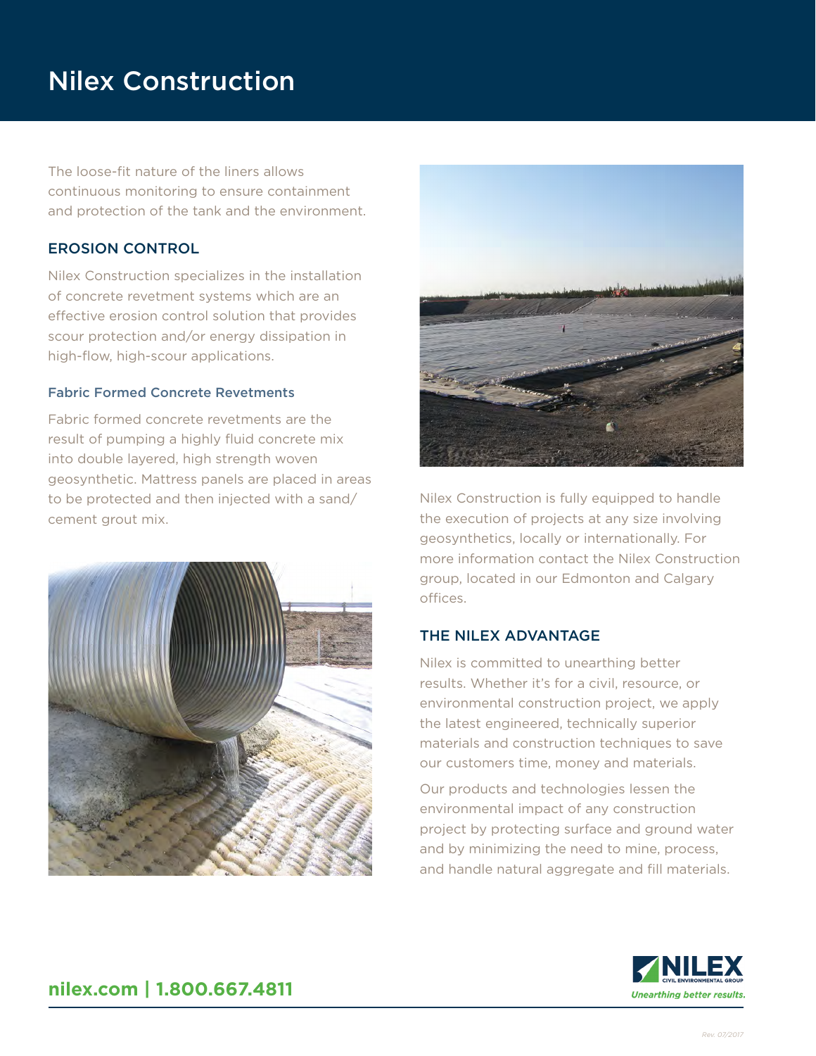# Nilex Construction

The loose-fit nature of the liners allows continuous monitoring to ensure containment and protection of the tank and the environment.

## EROSION CONTROL

Nilex Construction specializes in the installation of concrete revetment systems which are an effective erosion control solution that provides scour protection and/or energy dissipation in high-flow, high-scour applications.

### Fabric Formed Concrete Revetments

Fabric formed concrete revetments are the result of pumping a highly fluid concrete mix into double layered, high strength woven geosynthetic. Mattress panels are placed in areas to be protected and then injected with a sand/cement grout mix.

Nilex Construction is fully equipped to handle the execution of projects at any size involving geosynthetics, locally or internationally. For more information contact the Nilex Construction group, located in our Edmonton and Calgary offices.

## THE NILEX ADVANTAGE

Nilex is committed to unearthing better results. Whether it's for a civil, resource, or environmental construction project, we apply the latest engineered, technically superior materials and construction techniques to save our customers time, money and materials.

Our products and technologies lessen the environmental impact of any construction project by protecting surface and ground water and by minimizing the need to mine, process, and handle natural aggregate and fill materials.

**nilex.com | 1.800.667.4811**

NILEX CIVIL ENVIRONMENTAL GROUP

*Unearthing better results.*

*Rev. 07/2017*